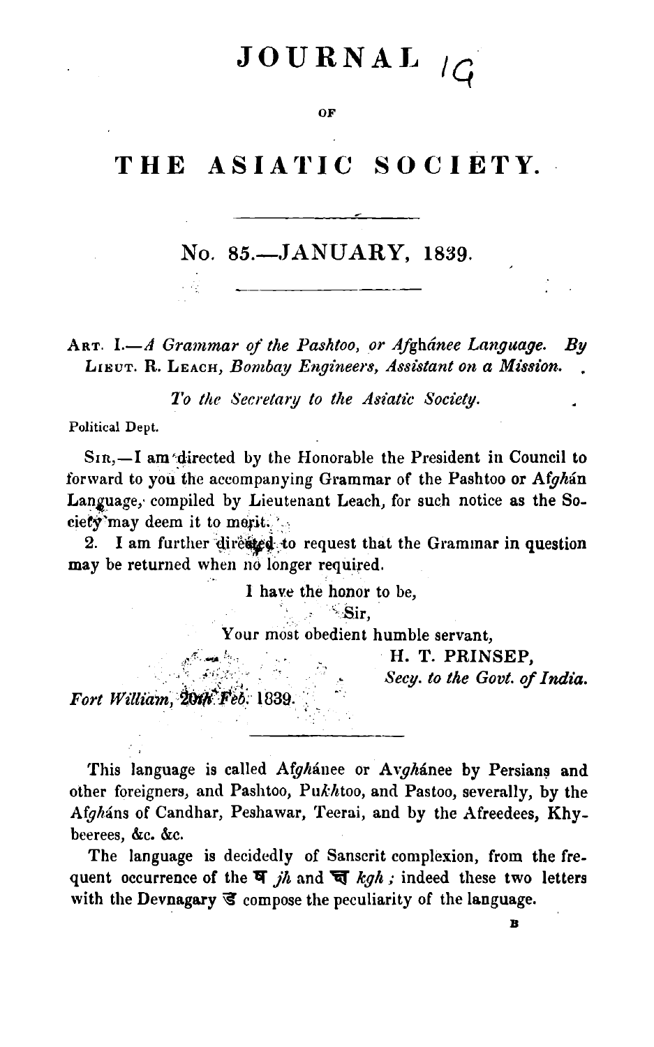# JOURNAL

OF

# THE ASIATIC SOCIETY.

## No. 85.—JANUARY, 1839.

ART. I.—*A Grammar of the Pashtoo, or Afghánee Language. By* LIEUT. R. LEACH, *Bombay Engineers, Assistant on a Mission.*

*To the Secretary to the Asiatic Society.*

Political Dept.

SIR,—I am directed by the Honorable the President in Council to forward to you the accompanying Grammar of the Pashtoo or Af*gh*án Language, compiled by Lieutenant Leach, for such notice as the Society may deem it to merit.

2. I am further directed to request that the Grammar in question may be returned when no longer required.

I have the honor to be,

Sir,

Your most obedient humble servant,

H. T. PRINSEP,

*Secy. to the Govt. of India.*

*Fort William, 20th Feb.* 1839.

---

This language is called Af*gh*ánee or Av*gh*ánee by Persians and other foreigners, and Pashtoo, Pu*kh*too, and Pastoo, severally, by the Af*gh*áns of Candhar, Peshawar, Teerai, and by the Afreedees, Khybeerees, &c. &c.

The language is decidedly of Sanscrit complexion, from the frequent occurrence of the झ *jh* and घ *kgh* ; indeed these two letters with the Devnagary ड compose the peculiarity of the language.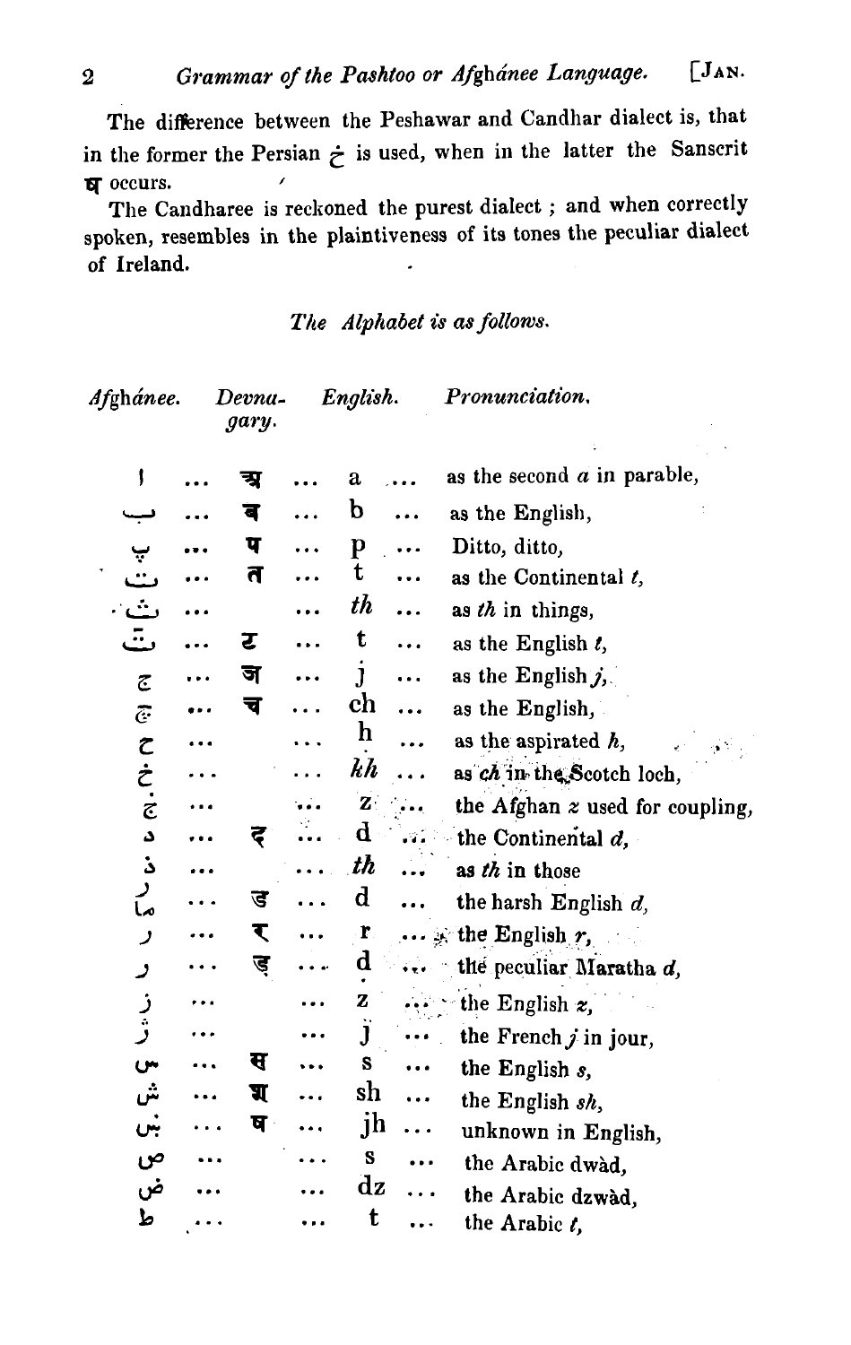The difference between the Peshawar and Candhar dialect is, that in the former the Persian خ is used, when in the latter the Sanscrit ष occurs.

The Candharee is reckoned the purest dialect; and when correctly spoken, resembles in the plaintiveness of its tones the peculiar dialect of Ireland.

*The Alphabet is as follows.*

| *Afghánee.* | *Devnagary.* | *English.* | *Pronunciation.* |
|---|---|---|---|
| ا | अ | a | as the second *a* in parable, |
| ب | ब | b | as the English, |
| پ | प | p | Ditto, ditto, |
| ت | त | t | as the Continental *t*, |
| ث | | *th* | as *th* in things, |
| ټ | ट | t | as the English *t*, |
| ج | ज | j | as the English *j*, |
| چ | च | ch | as the English, |
| ح | | h | as the aspirated *h*, |
| خ | | *kh* | as *ch* in the Scotch loch, |
| ځ | | z | the Afghan *z* used for coupling, |
| د | द | d | the Continental *d*, |
| ذ | | *th* | as *th* in those |
| ډ | ड | d | the harsh English *d*, |
| ر | र | r | the English *r*, |
| ړ | ड़ | ḍ | the peculiar Maratha *d*, |
| ز | | z | the English *z*, |
| ژ | | j | the French *j* in jour, |
| س | स | s | the English *s*, |
| ش | श | sh | the English *sh*, |
| ښ | ष | jh | unknown in English, |
| ص | | s | the Arabic dwàd, |
| ض | | dz | the Arabic dzwàd, |
| ط | | t | the Arabic *t*, |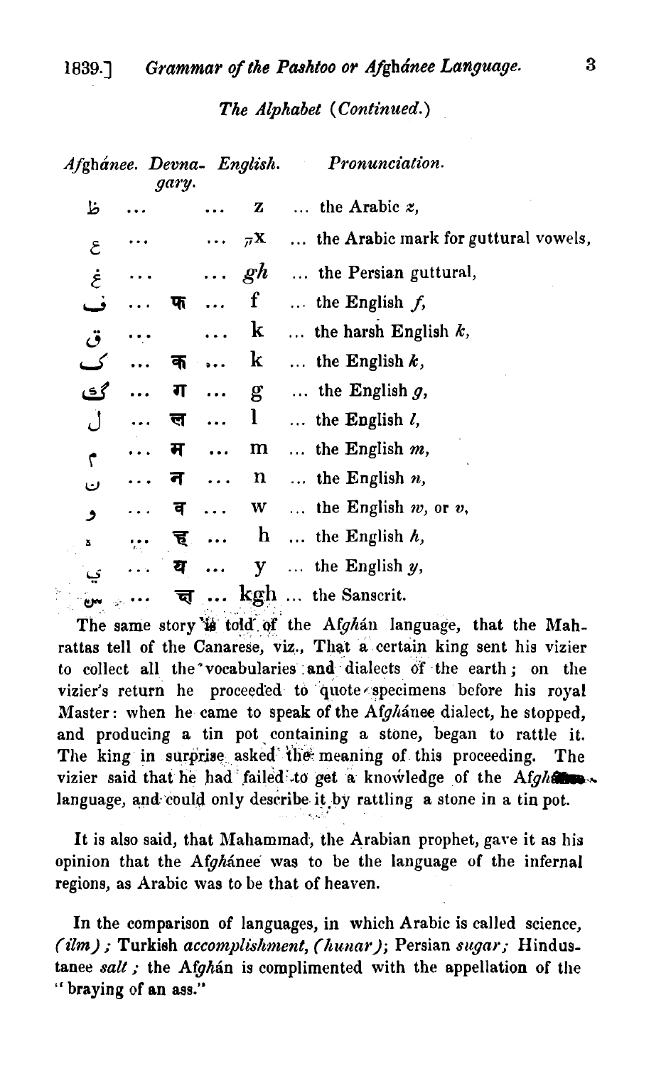*The Alphabet (Continued.)*

| *Afghánee.* | *Devna-gary.* | *English.* | *Pronunciation.* |
|---|---|---|---|
| ظ | ... | ... z | ... the Arabic *z*, |
| ع | ... | ... ᵧx | ... the Arabic mark for guttural vowels, |
| غ | ... | ... *gh* | ... the Persian guttural, |
| ف | ... फ | ... f | ... the English *f*, |
| ق | ... | ... k | ... the harsh English *k*, |
| ک | ... क | ... k | ... the English *k*, |
| گ | ... ग | ... g | ... the English *g*, |
| ل | ... ल | ... l | ... the English *l*, |
| م | ... म | ... m | ... the English *m*, |
| ن | ... न | ... n | ... the English *n*, |
| و | ... व | ... w | ... the English *w*, or *v*, |
| ه | ... ह | ... h | ... the English *h*, |
| ي | ... य | ... y | ... the English *y*, |
| ښ | ... च | ... kgh | ... the Sanscrit. |

The same story is told of the A*f*gh*á*n language, that the Mahrattas tell of the Canarese, viz., That a certain king sent his vizier to collect all the vocabularies and dialects of the earth; on the vizier's return he proceeded to quote specimens before his royal Master: when he came to speak of the A*f*gh*á*nee dialect, he stopped, and producing a tin pot containing a stone, began to rattle it. The king in surprise asked the meaning of this proceeding. The vizier said that he had failed to get a knowledge of the A*f*gh*á*nee language, and could only describe it by rattling a stone in a tin pot.

It is also said, that Mahammad, the Arabian prophet, gave it as his opinion that the A*f*gh*á*nee was to be the language of the infernal regions, as Arabic was to be that of heaven.

In the comparison of languages, in which Arabic is called science, *(ilm)*; Turkish *accomplishment, (hunar)*; Persian *sugar*; Hindustanee *salt*; the A*f*gh*á*n is complimented with the appellation of the "braying of an ass."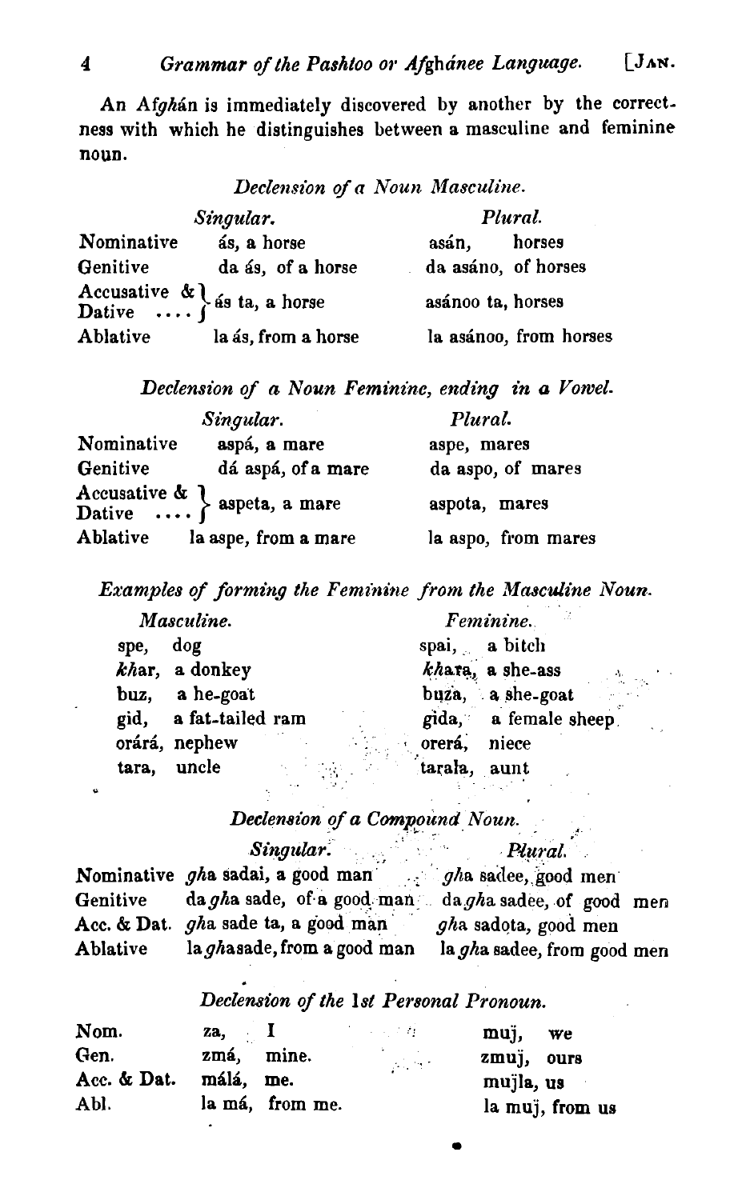An Af*gh*án is immediately discovered by another by the correctness with which he distinguishes between a masculine and feminine noun.

### *Declension of a Noun Masculine.*

| | *Singular.* | *Plural.* |
|---|---|---|
| Nominative | ás, a horse | asán, horses |
| Genitive | da ás, of a horse | da asáno, of horses |
| Accusative & Dative .... | ás ta, a horse | asánoo ta, horses |
| Ablative | la ás, from a horse | la asánoo, from horses |

### *Declension of a Noun Feminine, ending in a Vowel.*

| | *Singular.* | *Plural.* |
|---|---|---|
| Nominative | aspá, a mare | aspe, mares |
| Genitive | dá aspá, of a mare | da aspo, of mares |
| Accusative & Dative .... | aspeta, a mare | aspota, mares |
| Ablative | la aspe, from a mare | la aspo, from mares |

### *Examples of forming the Feminine from the Masculine Noun.*

| *Masculine.* | *Feminine.* |
|---|---|
| spe, dog | spai, a bitch |
| *kh*ar, a donkey | *kh*ara, a she-ass |
| buz, a he-goat | buza, a she-goat |
| gid, a fat-tailed ram | gida, a female sheep. |
| orárá, nephew | orerá, niece |
| tara, uncle | tarala, aunt |

### *Declension of a Compound Noun.*

| | *Singular.* | *Plural.* |
|---|---|---|
| Nominative | *gh*a sadai, a good man | *gh*a sadee, good men |
| Genitive | da *gh*a sade, of a good man | da *gh*a sadee, of good men |
| Acc. & Dat. | *gh*a sade ta, a good man | *gh*a sadota, good men |
| Ablative | la *gh*asade, from a good man | la *gh*a sadee, from good men |

### *Declension of the 1st Personal Pronoun.*

| | | |
|---|---|---|
| Nom. | za, I | muj, we |
| Gen. | zmá, mine. | zmuj, ours |
| Acc. & Dat. | málá, me. | mujla, us |
| Abl. | la má, from me. | la muj, from us |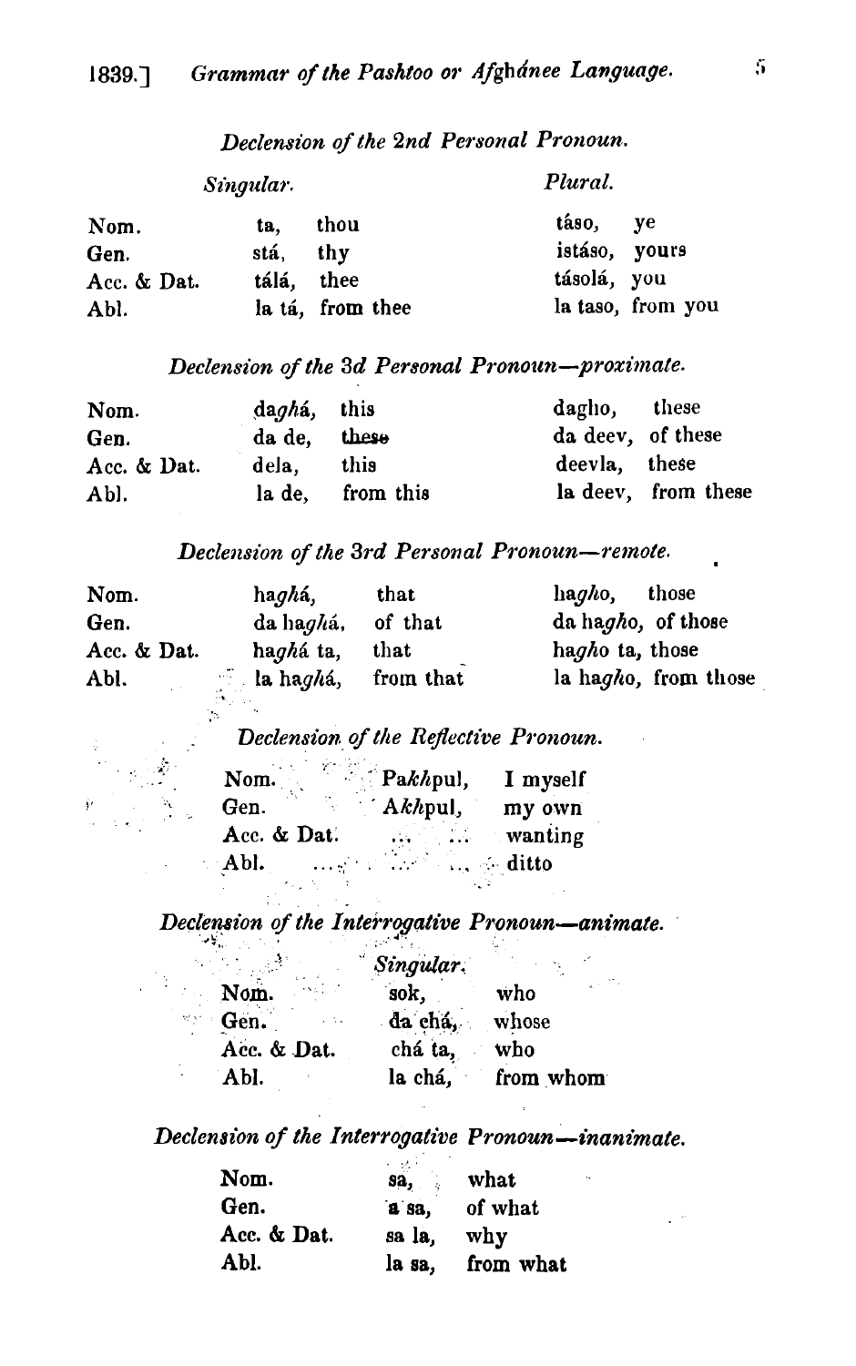### *Declension of the 2nd Personal Pronoun.*

| | *Singular.* | | *Plural.* | |
|---|---|---|---|---|
| Nom. | ta, | thou | táso, | ye |
| Gen. | stá, | thy | istáso, | yours |
| Acc. & Dat. | tálá, | thee | tásolá, | you |
| Abl. | la tá, | from thee | la taso, | from you |

### *Declension of the 3d Personal Pronoun—proximate.*

| | | | | |
|---|---|---|---|---|
| Nom. | da*ghá*, | this | dagho, | these |
| Gen. | da de, | these | da deev, | of these |
| Acc. & Dat. | dela, | this | deevla, | these |
| Abl. | la de, | from this | la deev, | from these |

### *Declension of the 3rd Personal Pronoun—remote.*

| | | | | |
|---|---|---|---|---|
| Nom. | ha*ghá*, | that | ha*gho*, | those |
| Gen. | da ha*ghá*, | of that | da ha*gho*, | of those |
| Acc. & Dat. | ha*ghá* ta, | that | ha*gho* ta, | those |
| Abl. | la ha*ghá*, | from that | la ha*gho*, | from those |

### *Declension of the Reflective Pronoun.*

| | | |
|---|---|---|
| Nom. | Pa*kh*pul, | I myself |
| Gen. | A*kh*pul, | my own |
| Acc. & Dat. | ... ... | wanting |
| Abl. | ... ... ... | ditto |

### *Declension of the Interrogative Pronoun—animate.*

| | *Singular.* | |
|---|---|---|
| Nom. | sok, | who |
| Gen. | da chá, | whose |
| Acc. & Dat. | chá ta, | who |
| Abl. | la chá, | from whom |

### *Declension of the Interrogative Pronoun—inanimate.*

| | | |
|---|---|---|
| Nom. | sa, | what |
| Gen. | a sa, | of what |
| Acc. & Dat. | sa la, | why |
| Abl. | la sa, | from what |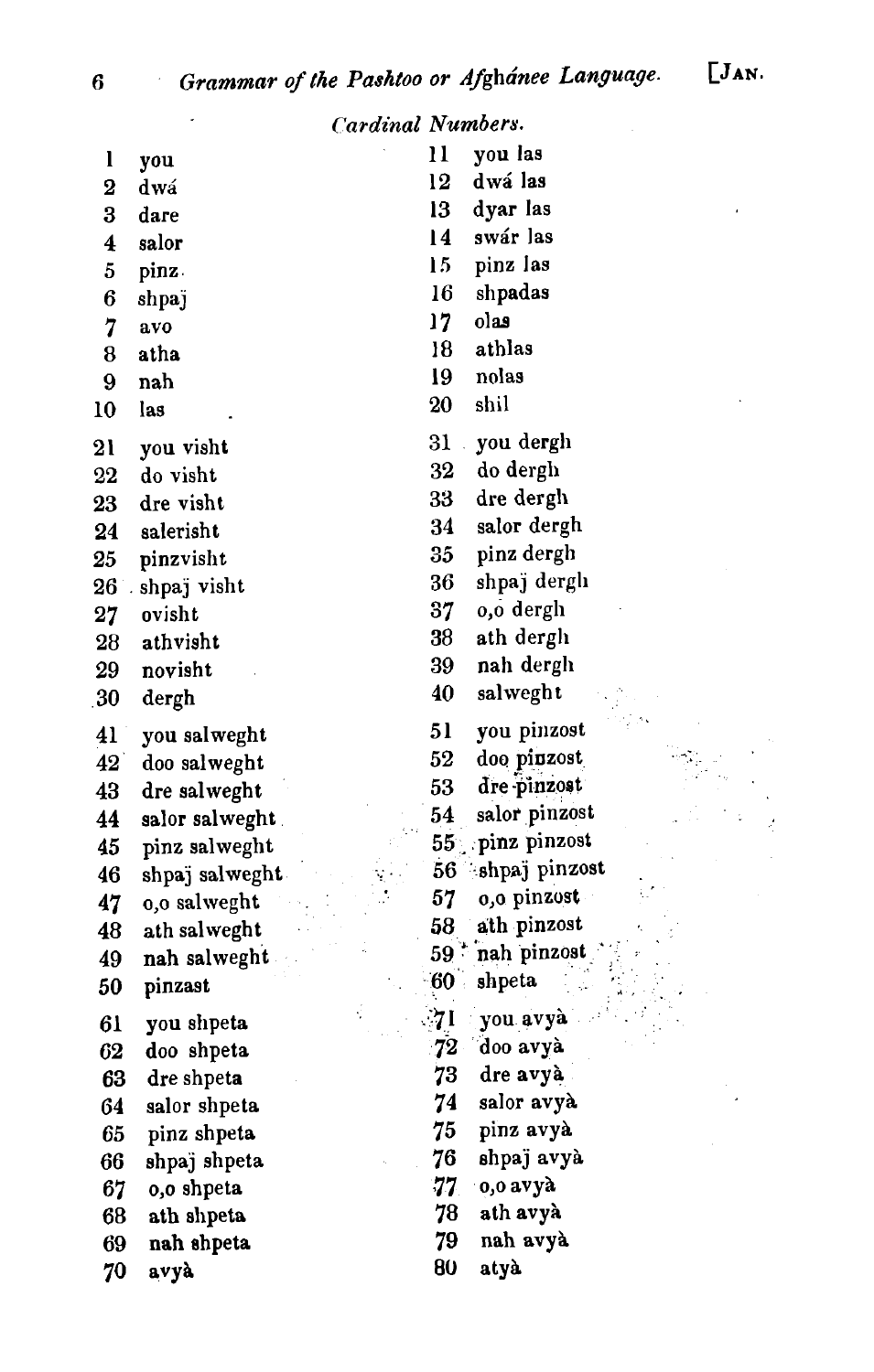## Cardinal Numbers.

| | | | |
|---|---|---|---|
| 1 | you | 11 | you las |
| 2 | dwá | 12 | dwá las |
| 3 | dare | 13 | dyar las |
| 4 | salor | 14 | swár las |
| 5 | pinz | 15 | pinz las |
| 6 | shpaj̈ | 16 | shpadas |
| 7 | avo | 17 | olas |
| 8 | atha | 18 | athlas |
| 9 | nah | 19 | nolas |
| 10 | las | 20 | shil |
| 21 | you visht | 31 | you dergh |
| 22 | do visht | 32 | do dergh |
| 23 | dre visht | 33 | dre dergh |
| 24 | salerisht | 34 | salor dergh |
| 25 | pinzvisht | 35 | pinz dergh |
| 26 | shpaj̈ visht | 36 | shpaj̈ dergh |
| 27 | ovisht | 37 | o,o dergh |
| 28 | athvisht | 38 | ath dergh |
| 29 | novisht | 39 | nah dergh |
| 30 | dergh | 40 | salweght |
| 41 | you salweght | 51 | you pinzost |
| 42 | doo salweght | 52 | doo pinzost |
| 43 | dre salweght | 53 | dre pinzost |
| 44 | salor salweght | 54 | salor pinzost |
| 45 | pinz salweght | 55 | pinz pinzost |
| 46 | shpaj̈ salweght | 56 | shpaj̈ pinzost |
| 47 | o,o salweght | 57 | o,o pinzost |
| 48 | ath salweght | 58 | ath pinzost |
| 49 | nah salweght | 59 | nah pinzost |
| 50 | pinzast | 60 | shpeta |
| 61 | you shpeta | 71 | you avyà |
| 62 | doo shpeta | 72 | doo avyà |
| 63 | dre shpeta | 73 | dre avyà |
| 64 | salor shpeta | 74 | salor avyà |
| 65 | pinz shpeta | 75 | pinz avyà |
| 66 | shpaj̈ shpeta | 76 | shpaj̈ avyà |
| 67 | o,o shpeta | 77 | o,o avyà |
| 68 | ath shpeta | 78 | ath avyà |
| 69 | nah shpeta | 79 | nah avyà |
| 70 | avyà | 80 | atyà |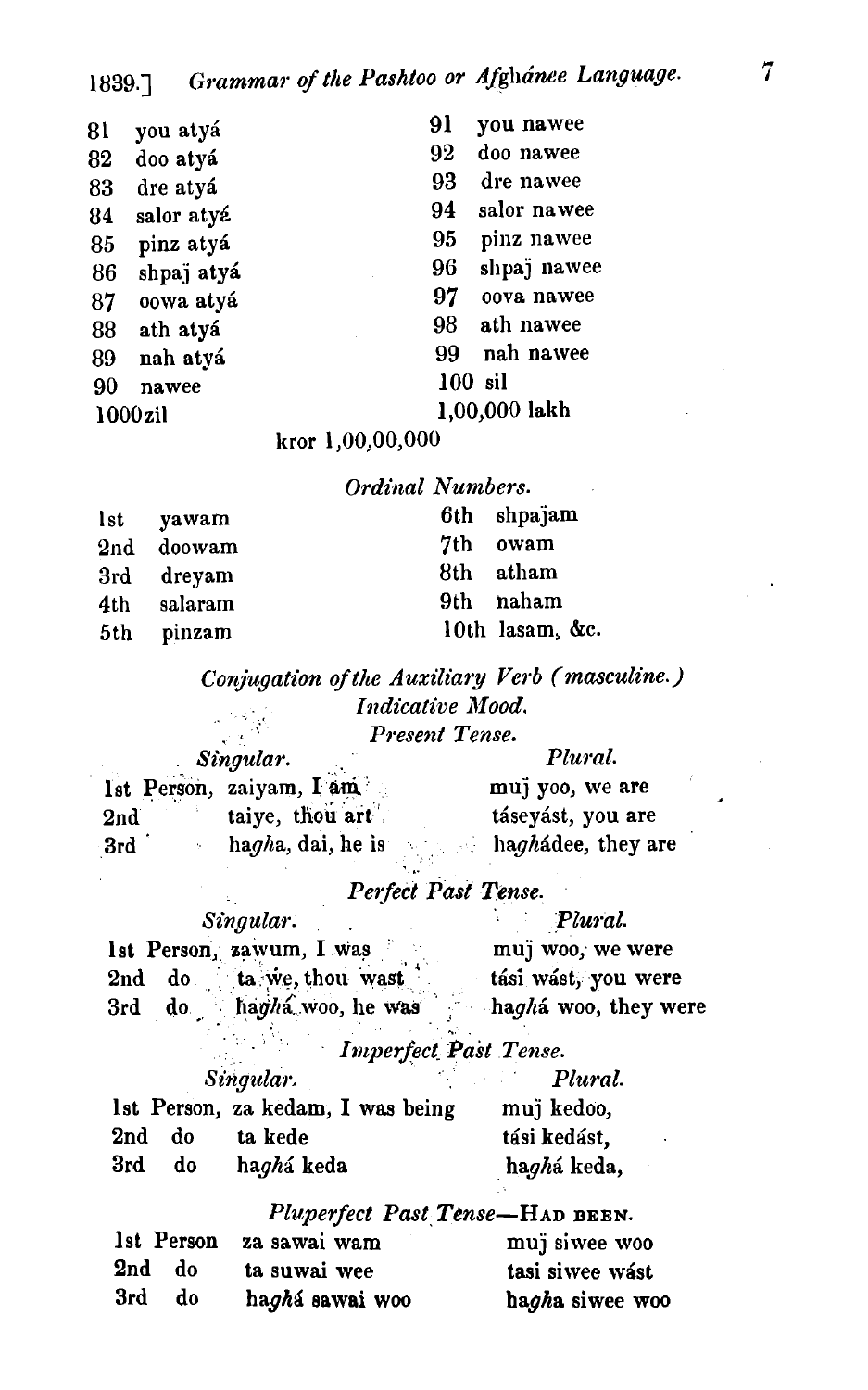| | | | |
|---|---|---|---|
| 81 | you atyá | 91 | you nawee |
| 82 | doo atyá | 92 | doo nawee |
| 83 | dre atyá | 93 | dre nawee |
| 84 | salor atyá | 94 | salor nawee |
| 85 | pinz atyá | 95 | pinz nawee |
| 86 | shpaj atyá | 96 | shpaj nawee |
| 87 | oowa atyá | 97 | oova nawee |
| 88 | ath atyá | 98 | ath nawee |
| 89 | nah atyá | 99 | nah nawee |
| 90 | nawee | 100 | sil |
| 1000 | zil | 1,00,000 | lakh |

kror 1,00,00,000

### *Ordinal Numbers.*

| | | | |
|---|---|---|---|
| 1st | yawam | 6th | shpajam |
| 2nd | doowam | 7th | owam |
| 3rd | dreyam | 8th | atham |
| 4th | salaram | 9th | naham |
| 5th | pinzam | 10th | lasam, &c. |

### *Conjugation of the Auxiliary Verb (masculine.)*

#### *Indicative Mood.*

##### *Present Tense.*

| | *Singular.* | *Plural.* |
|---|---|---|
| 1st Person, | zaiyam, I am | muj yoo, we are |
| 2nd | taiye, thou art | táseyást, you are |
| 3rd | ha*gh*a, dai, he is | ha*gh*ádee, they are |

##### *Perfect Past Tense.*

| | *Singular.* | *Plural.* |
|---|---|---|
| 1st Person, | zawum, I was | muj woo, we were |
| 2nd do | ta we, thou wast | tási wást, you were |
| 3rd do | ha*gh*á woo, he was | ha*gh*á woo, they were |

##### *Imperfect Past Tense.*

| | *Singular.* | *Plural.* |
|---|---|---|
| 1st Person, | za kedam, I was being | muj kedoo, |
| 2nd do | ta kede | tási kedást, |
| 3rd do | ha*gh*á keda | ha*gh*á keda, |

##### *Pluperfect Past Tense*—Had been.

| | | |
|---|---|---|
| 1st Person | za sawai wam | muj siwee woo |
| 2nd do | ta suwai wee | tasi siwee wást |
| 3rd do | ha*gh*á sawai woo | ha*gh*a siwee woo |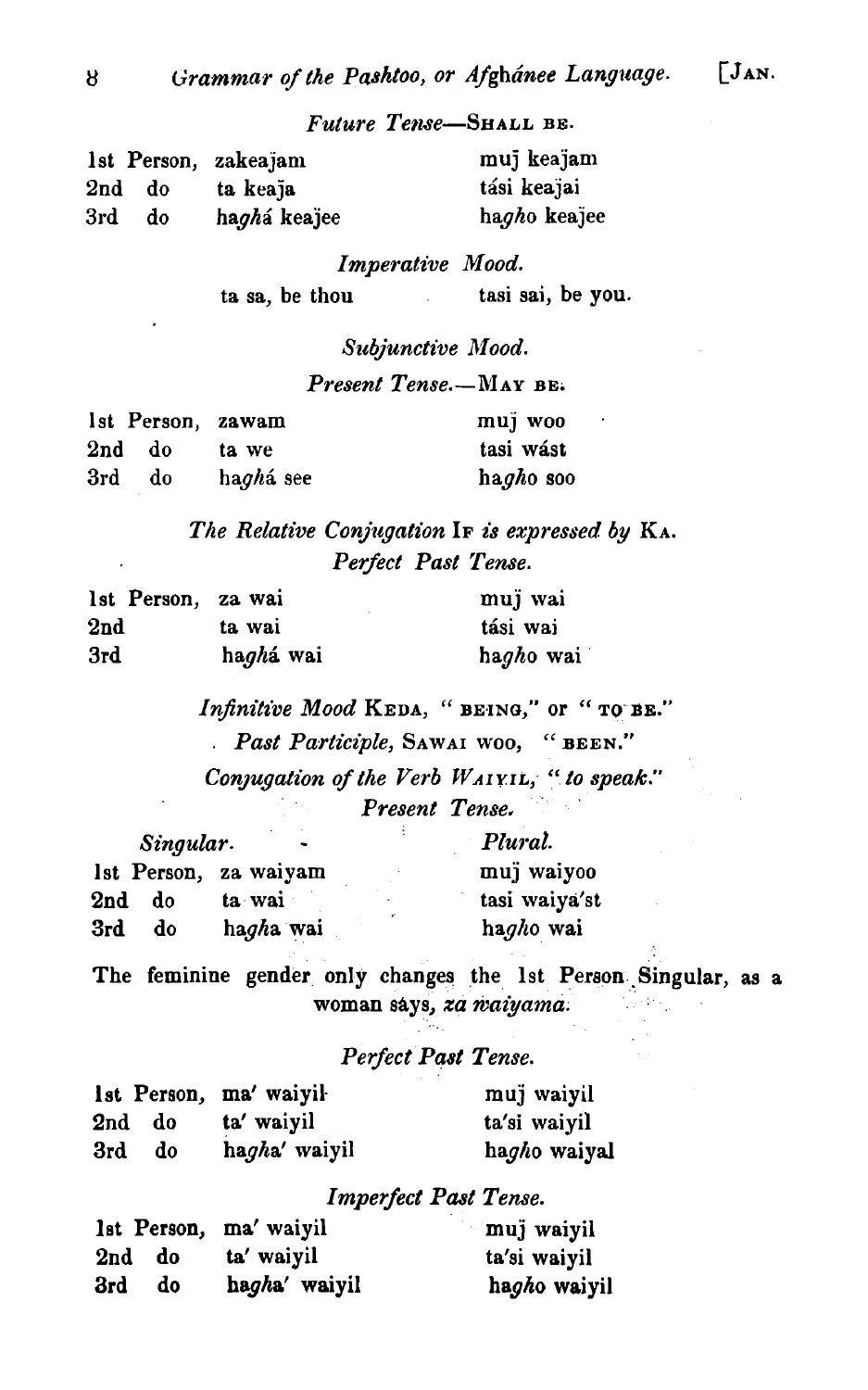*Future Tense*—SHALL BE.

| | | |
|---|---|---|
| 1st Person, | zakeaj̈am | muj̈ keaj̈am |
| 2nd do | ta keaj̈a | tási keaj̈ai |
| 3rd do | ha*gh*á keaj̈ee | ha*gh*o keaj̈ee |

*Imperative Mood.*

ta sa, be thou &nbsp;&nbsp;&nbsp;&nbsp; tasi sai, be you.

*Subjunctive Mood.*

*Present Tense.*—MAY BE.

| | | |
|---|---|---|
| 1st Person, | zawam | muj̈ woo |
| 2nd do | ta we | tasi wást |
| 3rd do | ha*gh*á see | ha*gh*o soo |

*The Relative Conjugation* IF *is expressed by* KA.

*Perfect Past Tense.*

| | | |
|---|---|---|
| 1st Person, | za wai | muj̈ wai |
| 2nd | ta wai | tási wai |
| 3rd | ha*gh*á wai | ha*gh*o wai |

*Infinitive Mood* KEDA, "BEING," or "TO BE."

*Past Participle*, SAWAI WOO, "BEEN."

*Conjugation of the Verb* WAIYIL, "*to speak.*"

*Present Tense.*

| *Singular.* | | *Plural.* |
|---|---|---|
| 1st Person, | za waiyam | muj̈ waiyoo |
| 2nd do | ta wai | tasi waiya'st |
| 3rd do | ha*gh*a wai | ha*gh*o wai |

The feminine gender only changes the 1st Person Singular, as a woman says, *za waiyama.*

*Perfect Past Tense.*

| | | |
|---|---|---|
| 1st Person, | ma' waiyil | muj̈ waiyil |
| 2nd do | ta' waiyil | ta'si waiyil |
| 3rd do | ha*gh*a' waiyil | ha*gh*o waiyal |

*Imperfect Past Tense.*

| | | |
|---|---|---|
| 1st Person, | ma' waiyil | muj̈ waiyil |
| 2nd do | ta' waiyil | ta'si waiyil |
| 3rd do | ha*gh*a' waiyil | ha*gh*o waiyil |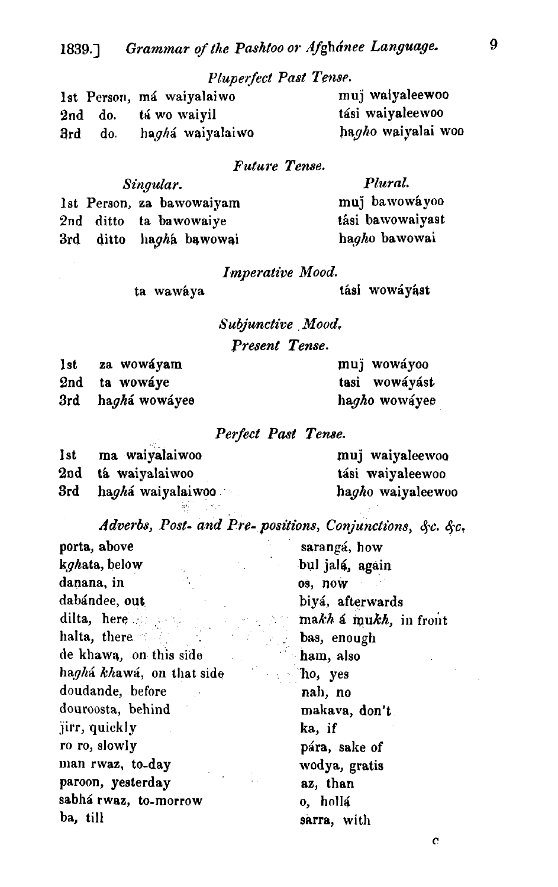### *Pluperfect Past Tense.*

| | | |
|---|---|---|
| 1st Person, | má waiyalaiwo | muj waiyaleewoo |
| 2nd do. | tá wo waiyil | tási waiyaleewoo |
| 3rd do. | ha*gh*á waiyalaiwo | ha*g*ho waiyalai woo |

### *Future Tense.*

| *Singular.* | | *Plural.* |
|---|---|---|
| 1st Person, | za bawowaiyam | muj bawowáyoo |
| 2nd ditto | ta bawowaiye | tási bawowaiyast |
| 3rd ditto | ha*gh*á bawowai | ha*g*ho bawowai |

### *Imperative Mood.*

ta wawáya — tási wowáyást

### *Subjunctive Mood.*

### *Present Tense.*

| | | |
|---|---|---|
| 1st | za wowáyam | muj wowáyoo |
| 2nd | ta wowáye | tasi wowáyást |
| 3rd | ha*gh*á wowáyee | ha*g*ho wowáyee |

### *Perfect Past Tense.*

| | | |
|---|---|---|
| 1st | ma waiyalaiwoo | muj waiyaleewoo |
| 2nd | tá waiyalaiwoo | tási waiyaleewoo |
| 3rd | ha*gh*á waiyalaiwoo | ha*g*ho waiyaleewoo |

### *Adverbs, Post- and Pre- positions, Conjunctions, &c. &c.*

porta, above
k*gh*ata, below
danana, in
dabándee, out
dilta, here
halta, there
de khawa, on this side
ha*gh*á *kh*awá, on that side
doudande, before
douroosta, behind
jirr, quickly
ro ro, slowly
man rwaz, to-day
paroon, yesterday
sabhá rwaz, to-morrow
ba, till
sarangá, how
bul jalá, again
os, now
biyá, afterwards
ma*kh* á mu*kh*, in front
bas, enough
ham, also
ho, yes
nah, no
makava, don't
ka, if
pára, sake of
wodya, gratis
az, than
o, hollá
sarra, with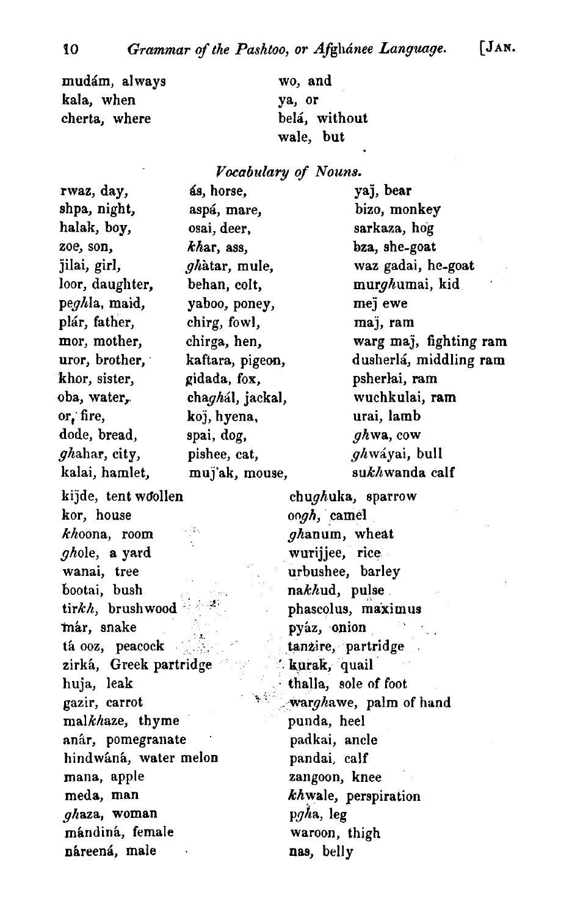mudám, always
kala, when
cherta, where

wo, and
ya, or
belá, without
wale, but

### *Vocabulary of Nouns.*

rwaz, day,
shpa, night,
halak, boy,
zoe, son,
jilai, girl,
loor, daughter,
pe*gh*la, maid,
plár, father,
mor, mother,
uror, brother,
khor, sister,
oba, water,
or, fire,
dode, bread,
*gh*ahar, city,
kalai, hamlet,

ás, horse,
aspá, mare,
osai, deer,
*kh*ar, ass,
*gh*àtar, mule,
behan, colt,
yaboo, poney,
chirg, fowl,
chirga, hen,
kaftara, pigeon,
gidada, fox,
cha*gh*ál, jackal,
koj, hyena,
spai, dog,
pishee, cat,
muj'ak, mouse,

yaj, bear
bizo, monkey
sarkaza, hog
bza, she-goat
waz gadai, he-goat
mur*gh*umai, kid
mej ewe
maj, ram
warg maj, fighting ram
dusherlá, middling ram
psherlai, ram
wuchkulai, ram
urai, lamb
*gh*wa, cow
*gh*wáyai, bull
su*kh*wanda calf

kijde, tent woollen
kor, house
*kh*oona, room
*gh*ole, a yard
wanai, tree
bootai, bush
tir*kh*, brushwood
már, snake
tá ooz, peacock
zirká, Greek partridge
huja, leak
gazir, carrot
mal*kh*aze, thyme
anâr, pomegranate
hindwáná, water melon
mana, apple
meda, man
*gh*aza, woman
mándiná, female
náreená, male

chu*gh*uka, sparrow
oo*gh*, camel
*gh*anum, wheat
wurijjee, rice
urbushee, barley
na*kh*ud, pulse
phascolus, maximus
pyáz, onion
tanzire, partridge
kurak, quail
thalla, sole of foot
war*gh*awe, palm of hand
punda, heel
padkai, ancle
pandai, calf
zangoon, knee
*kh*wale, perspiration
p*gh*a, leg
waroon, thigh
nas, belly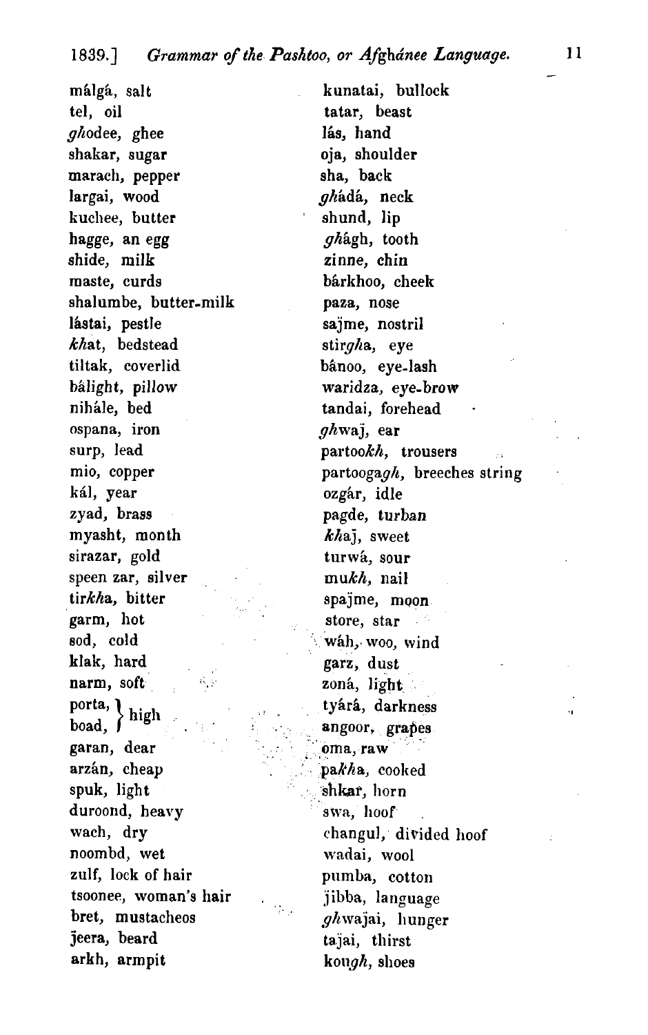málgá, salt
tel, oil
*gh*odee, ghee
shakar, sugar
marach, pepper
largai, wood
kuchee, butter
hagge, an egg
shide, milk
maste, curds
shalumbe, butter-milk
lástai, pestle
*kh*at, bedstead
tiltak, coverlid
bálight, pillow
nihále, bed
ospana, iron
surp, lead
mio, copper
kál, year
zyad, brass
myasht, month
sirazar, gold
speen zar, silver
tir*kh*a, bitter
garm, hot
sod, cold
klak, hard
narm, soft
porta, } high
boad, }
garan, dear
arzán, cheap
spuk, light
duroond, heavy
wach, dry
noombd, wet
zulf, lock of hair
tsoonee, woman's hair
bret, mustacheos
j̈eera, beard
arkh, armpit

kunatai, bullock
tatar, beast
lás, hand
oja, shoulder
sha, back
*gh*ádá, neck
shund, lip
*gh*âgh, tooth
zinne, chin
bárkhoo, cheek
paza, nose
saj̈me, nostril
stir*gh*a, eye
bânoo, eye-lash
waridza, eye-brow
tandai, forehead
*gh*waj̈, ear
partoo*kh*, trousers
partooga*gh*, breeches string
ozgár, idle
pagde, turban
*kh*aj̈, sweet
turwá, sour
mu*kh*, nail
spaj̈me, moon
store, star
wáh, woo, wind
garz, dust
zoná, light
tyárâ, darkness
angoor, grapes
oma, raw
pa*kh*a, cooked
shkar, horn
swa, hoof
changul, divided hoof
wadai, wool
pumba, cotton
j̈ibba, language
*gh*waj̈ai, hunger
taj̈ai, thirst
kou*gh*, shoes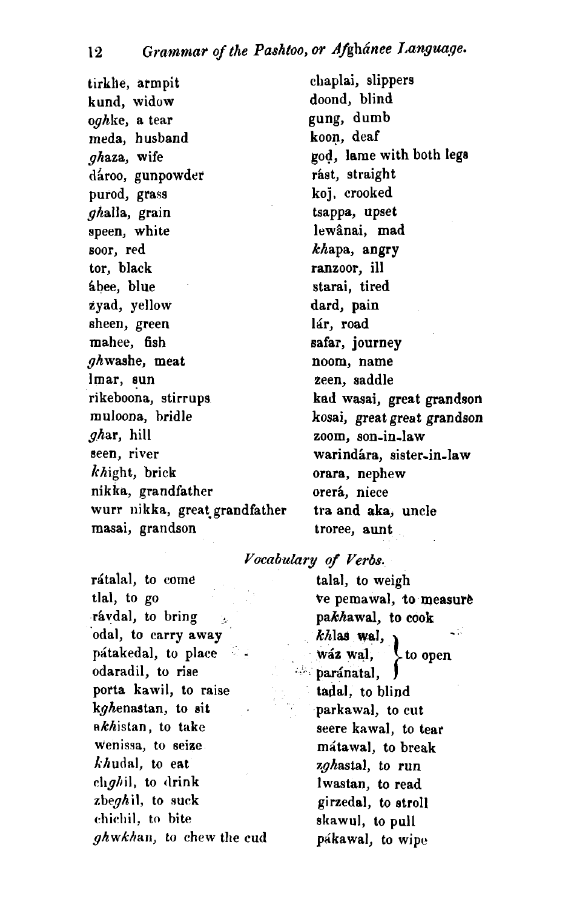tirkhe, armpit
kund, widow
o*gh*ke, a tear
meda, husband
*gh*aza, wife
dároo, gunpowder
purod, grass
*gh*alla, grain
speen, white
soor, red
tor, black
ábee, blue
żyad, yellow
sheen, green
mahee, fish
*gh*washe, meat
lmar, sun
rikeboona, stirrups
muloona, bridle
*gh*ar, hill
seen, river
*kh*ight, brick
nikka, grandfather
wurr nikka, great grandfather
masai, grandson

chaplai, slippers
doond, blind
gung, dumb
koon, deaf
god, lame with both legs
rást, straight
koj, crooked
tsappa, upset
lewânai, mad
*kh*apa, angry
ranzoor, ill
starai, tired
dard, pain
lár, road
safar, journey
noom, name
żeen, saddle
kad wasai, great grandson
kosai, great great grandson
zoom, son-in-law
warindára, sister-in-law
orara, nephew
orerá, niece
tra and aka, uncle
troree, aunt

## *Vocabulary of Verbs.*

rátalal, to come
tlal, to go
râvdal, to bring
odal, to carry away
pátakedal, to place
odaradil, to rise
porta kawil, to raise
k*gh*enastan, to sit
a*kh*istan, to take
wenissa, to seize
*kh*udal, to eat
ch*gh*il, to drink
zbe*gh*il, to suck
chichil, to bite
*gh*w*kh*an, to chew the cud

talal, to weigh
ve pemawal, to measure
pa*kh*awal, to cook
*kh*las wal, } to open
wáz wal, } to open
paránatal, } to open
tadal, to blind
parkawal, to cut
seere kawal, to tear
mátawal, to break
z*gh*astal, to run
lwastan, to read
girzedal, to stroll
skawul, to pull
pákawal, to wipe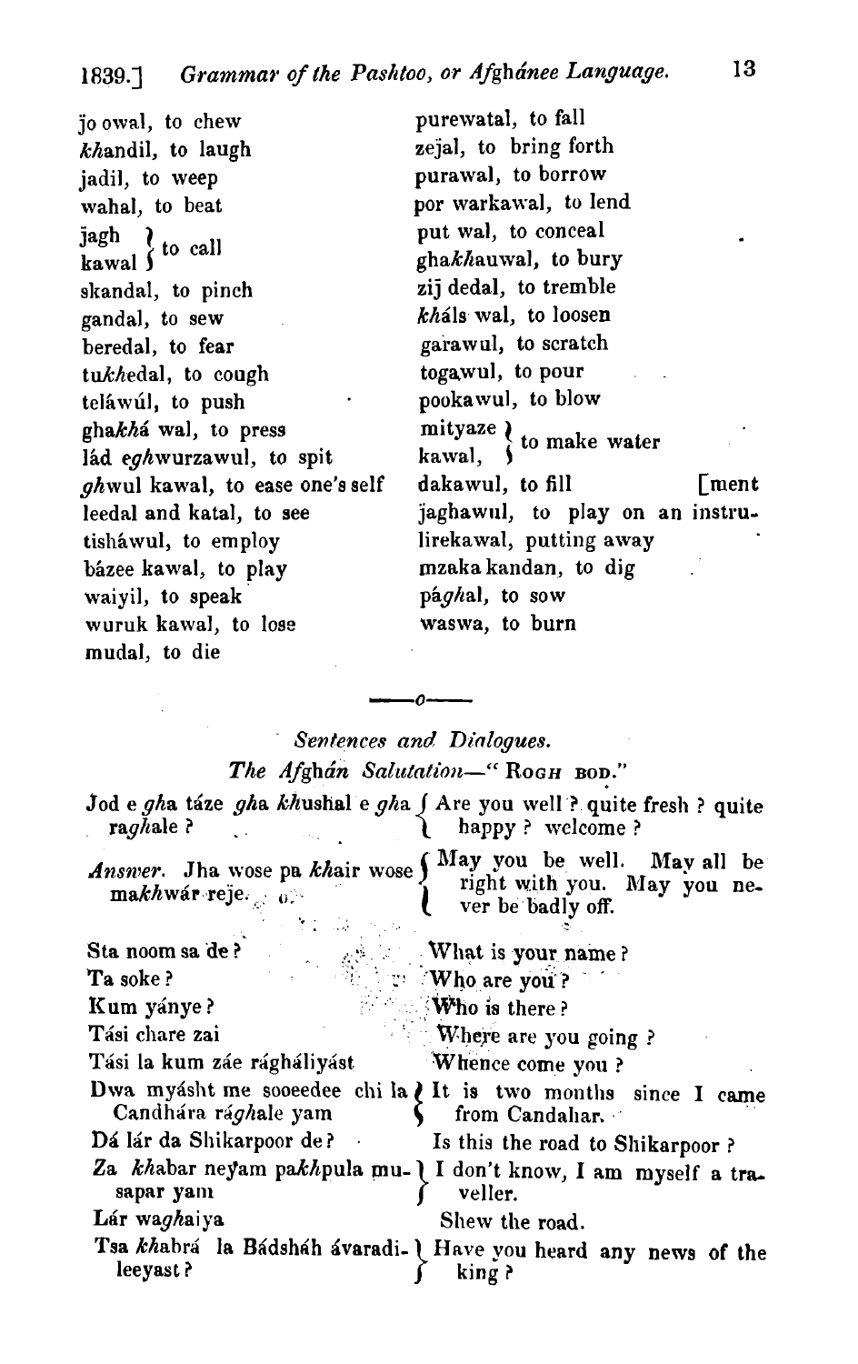j̈o owal, to chew
*kh*andil, to laugh
jadil, to weep
wahal, to beat
j̈agh / kawal, to call
skandal, to pinch
gandal, to sew
beredal, to fear
tu*kh*edal, to cough
teláwúl, to push
gha*kh*á wal, to press
lád e*gh*wurzawul, to spit
*gh*wul kawal, to ease one's self
leedal and katal, to see
tisháwul, to employ
bázee kawal, to play
waiyil, to speak
wuruk kawal, to lose
mudal, to die
purewatal, to fall
zej̈al, to bring forth
purawal, to borrow
por warkawal, to lend
put wal, to conceal
gha*kh*auwal, to bury
zij̈ dedal, to tremble
*kh*áls wal, to loosen
garawul, to scratch
togawul, to pour
pookawul, to blow
mityaze / kawal, to make water
dakawul, to fill
j̈aghawul, to play on an instrument
lirekawal, putting away
mzaka kandan, to dig
pá*gh*al, to sow
waswa, to burn

—o—

*Sentences and Dialogues.*

*The Afghán Salutation*—"ROGH BOD."

| | |
|---|---|
| Jod e *gh*a táze *gh*a *kh*ushal e *gh*a ra*gh*ale? | Are you well? quite fresh? quite happy? welcome? |
| *Answer.* Jha wose pa *kh*air wose ma*kh*wár reje. | May you be well. May all be right with you. May you never be badly off. |
| Sta noom sa de? | What is your name? |
| Ta soke? | Who are you? |
| Kum yánye? | Who is there? |
| Tási chare zai | Where are you going? |
| Tási la kum záe rágháliyást | Whence come you? |
| Dwa myásht me sooeedee chi la Candhára rá*gh*ale yam | It is two months since I came from Candahar. |
| Dá lár da Shikarpoor de? | Is this the road to Shikarpoor? |
| Za *kh*abar neÿam pa*kh*pula musapar yam | I don't know, I am myself a traveller. |
| Lár wa*gh*aiya | Shew the road. |
| Tsa *kh*abrá la Bádsháh ávaradileeyast? | Have you heard any news of the king? |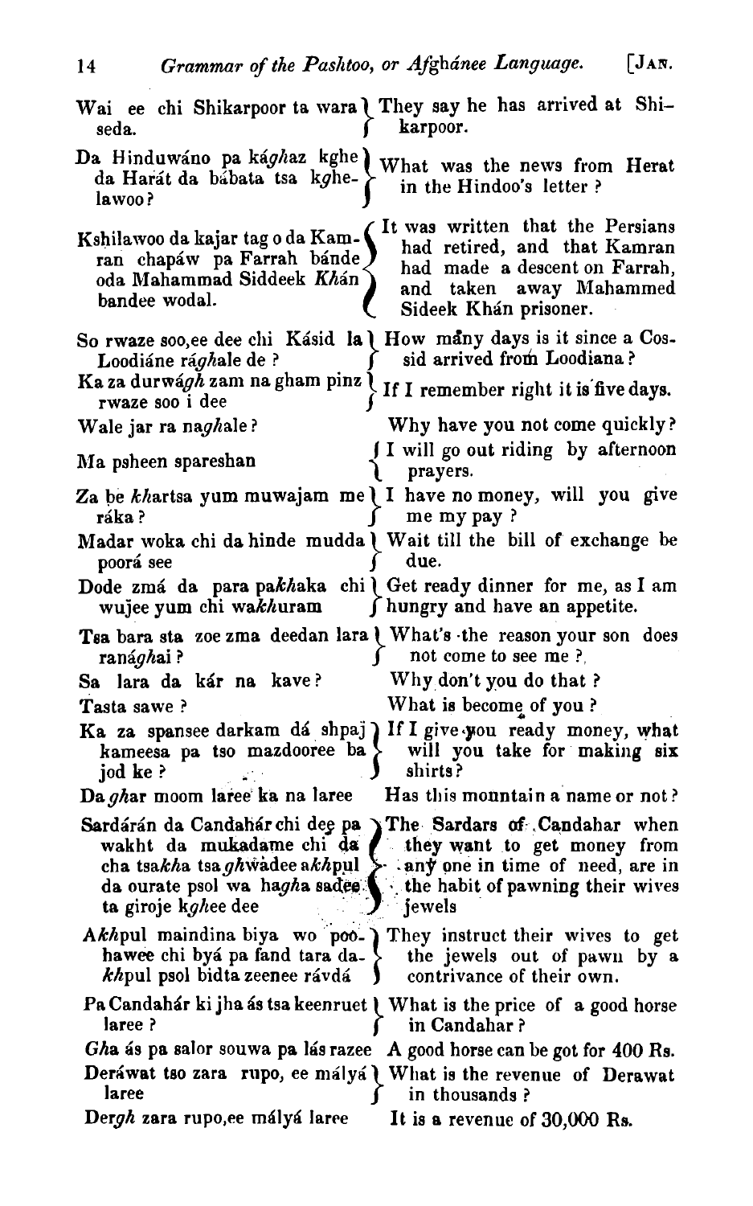| | |
|---|---|
| Wai ee chi Shikarpoor ta wara seda. | They say he has arrived at Shikarpoor. |
| Da Hinduwáno pa kág*h*az kghe da Harát da bábata tsa k*g*helawoo? | What was the news from Herat in the Hindoo's letter? |
| Kshilawoo da kajar tag o da Kamran chapáw pa Farrah bánde oda Mahammad Siddeek *Khán* bandee wodal. | It was written that the Persians had retired, and that Kamran had made a descent on Farrah, and taken away Mahammed Sideek Khán prisoner. |
| So rwaze soo,ee dee chi Kásid la Loodiáne rá*g*hale de? | How many days is it since a Cossid arrived from Loodiana? |
| Ka za durwá*g*h zam na gham pinz rwaze soo i dee | If I remember right it is five days. |
| Wale jar ra na*g*hale? | Why have you not come quickly? |
| Ma psheen spareshan | I will go out riding by afternoon prayers. |
| Za be *kh*artsa yum muwajam me ráka? | I have no money, will you give me my pay? |
| Madar woka chi da hinde mudda poorá see | Wait till the bill of exchange be due. |
| Dode zmá da para pa*kh*aka chi wujee yum chi wa*kh*uram | Get ready dinner for me, as I am hungry and have an appetite. |
| Tsa bara sta zoe zma deedan lara raná*g*hai? | What's the reason your son does not come to see me? |
| Sa lara da kár na kave? | Why don't you do that? |
| Tasta sawe? | What is become of you? |
| Ka za spansee darkam dá shpaj kameesa pa tso mazdooree ba jod ke? | If I give you ready money, what will you take for making six shirts? |
| Da *g*har moom laree ka na laree | Has this mountain a name or not? |
| Sardárán da Candahár chi deg pa wakht da mukadame chi da cha tsa*kh*a tsa*g*hwádee a*kh*pul da ourate psol wa ha*g*ha sadee ta giroje k*g*hee dee | The Sardars of Candahar when they want to get money from any one in time of need, are in the habit of pawning their wives jewels |
| A*kh*pul maindina biya wo poohawee chi byá pa fand tara da*kh*pul psol bidta zeenee rávdá | They instruct their wives to get the jewels out of pawn by a contrivance of their own. |
| Pa Candahár ki jha ás tsa keenruet laree? | What is the price of a good horse in Candahar? |
| *Gh*a ás pa salor souwa pa lás razee | A good horse can be got for 400 Rs. |
| Deráwat tso zara rupo, ee mályá laree | What is the revenue of Derawat in thousands? |
| Der*gh* zara rupo,ee mályá laree | It is a revenue of 30,000 Rs. |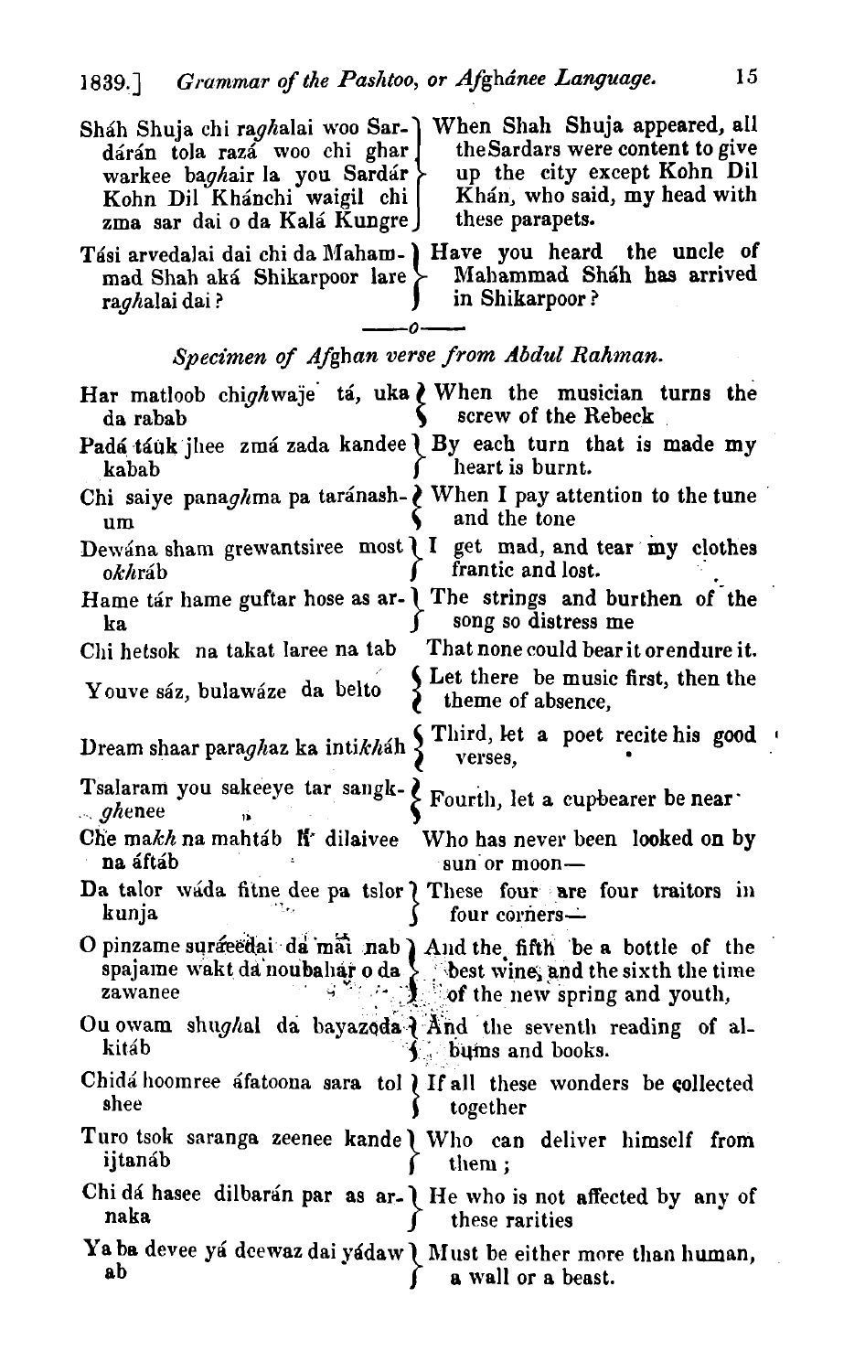| | |
|---|---|
| Sháh Shuja chi ra*gh*alai woo Sardárán tola razá woo chi ghar warkee ba*gh*air la you Sardár Kohn Dil Khánchi waigil chi zma sar dai o da Kalá Kungre | When Shah Shuja appeared, all the Sardars were content to give up the city except Kohn Dil Khán, who said, my head with these parapets. |
| Tási arvedalai dai chi da Mahammad Shah aká Shikarpoor lare ra*gh*alai dai? | Have you heard the uncle of Mahammad Sháh has arrived in Shikarpoor? |

—o—

### *Specimen of Afghan verse from Abdul Rahman.*

| | |
|---|---|
| Har matloob chi*gh*waje tá, uka da rabab | When the musician turns the screw of the Rebeck |
| Padá táuk jhee zmá zada kandee kabab | By each turn that is made my heart is burnt. |
| Chi saiye pana*gh*ma pa taránashum | When I pay attention to the tune and the tone |
| Dewána sham grewantsiree most o*kh*ráb | I get mad, and tear my clothes frantic and lost. |
| Hame tár hame guftar hose as arka | The strings and burthen of the song so distress me |
| Chi hetsok na takat laree na tab | That none could bear it or endure it. |
| Youve sáz, bulawáze da belto | Let there be music first, then the theme of absence, |
| Dream shaar para*gh*az ka inti*kh*áh | Third, let a poet recite his good verses, |
| Tsalaram you sakeeye tar sangk*gh*enee | Fourth, let a cupbearer be near |
| Che ma*kh* na mahtáb K dilaivee na áftáb | Who has never been looked on by sun or moon— |
| Da talor wáda fitne dee pa tslor kunja | These four are four traitors in four corners— |
| O pinzame suráeedai da mai nab spajame wakt da noubahár o da zawanee | And the fifth be a bottle of the best wine, and the sixth the time of the new spring and youth, |
| Ou owam shu*gh*al da bayazoda kitáb | And the seventh reading of albums and books. |
| Chidá hoomree áfatoona sara tol shee | If all these wonders be collected together |
| Turo tsok saranga zeenee kande ijtanáb | Who can deliver himself from them; |
| Chi dá hasee dilbarán par as arnaka | He who is not affected by any of these rarities |
| Ya ba devee yá deewaz dai yádaw ab | Must be either more than human, a wall or a beast. |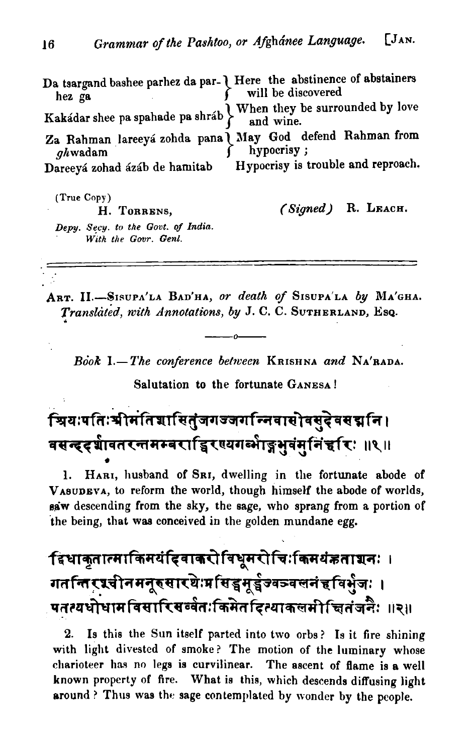| | |
|---|---|
| Da tsargand bashee parhez da parhez ga | Here the abstinence of abstainers will be discovered |
| Kakádar shee pa spahade pa shráb | When they be surrounded by love and wine. |
| Za Rahman lareeyá zohda pana *gh*wadam | May God defend Rahman from hypocrisy ; |
| Dareeyá zohad ázáb de hamitab | Hypocrisy is trouble and reproach. |

(True Copy)
H. TORRENS,
*Depy. Secy. to the Govt. of India. With the Govr. Genl.*

(*Signed*) R. LEACH.

---

ART. II.—SISUPA'LA BAD'HA, *or death of* SISUPA'LA *by* MA'GHA. *Translated, with Annotations, by* J. C. C. SUTHERLAND, ESQ.

---

*Book* I.—*The conference between* KRISHNA *and* NA'RADA.

Salutation to the fortunate GANESA!

श्रियःपतिःश्रीमतिशासितुंजगज्जगन्निवासोवसुदेवसद्मनि।
वसन्ददर्शावतरन्तमम्बराद्धिरण्यगर्भाङ्गभुवंमुनिंहरिः ॥१॥

1. HARI, husband of SRI, dwelling in the fortunate abode of VASUDEVA, to reform the world, though himself the abode of worlds, saw descending from the sky, the sage, who sprang from a portion of the being, that was conceived in the golden mundane egg.

द्विधाकृतात्माकिमयंदिवाकरोविधूमरोचिःकिमयंहुताशनः ।
गतन्तिरश्चीनमनूरुसारथेःप्रसिद्धमूर्द्धज्वलनंहविर्भुजः ।
पतत्यधोधामविसारिसर्व्वतःकिमेतदित्याकुलमीक्षितंजनैः ॥२॥

2. Is this the Sun itself parted into two orbs? Is it fire shining with light divested of smoke? The motion of the luminary whose charioteer has no legs is curvilinear. The ascent of flame is a well known property of fire. What is this, which descends diffusing light around? Thus was the sage contemplated by wonder by the people.